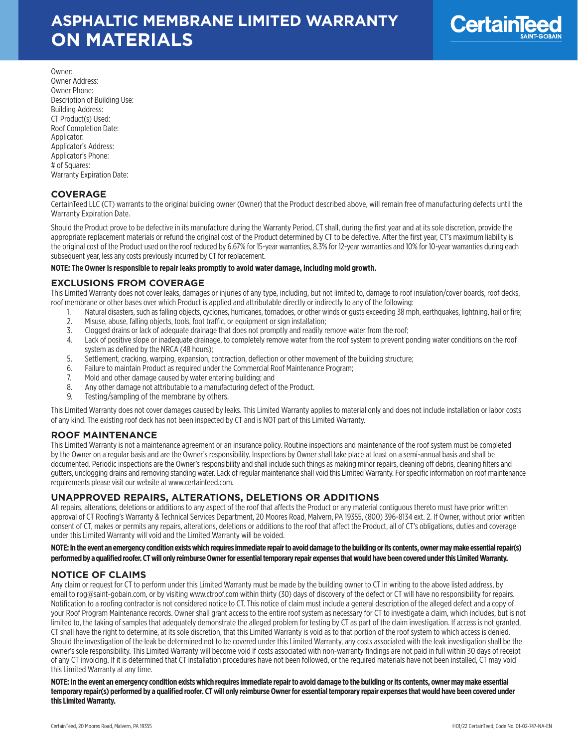# ASPHALTIC MEMBRANE LIMITED WARRANTY ON MATERIALS

CertainTeed SAINT-GOBAIN

Owner:
Owner Address:
Owner Phone:
Description of Building Use:
Building Address:
CT Product(s) Used:
Roof Completion Date:
Applicator:
Applicator's Address:
Applicator's Phone:
# of Squares:
Warranty Expiration Date:

## COVERAGE

CertainTeed LLC (CT) warrants to the original building owner (Owner) that the Product described above, will remain free of manufacturing defects until the Warranty Expiration Date.

Should the Product prove to be defective in its manufacture during the Warranty Period, CT shall, during the first year and at its sole discretion, provide the appropriate replacement materials or refund the original cost of the Product determined by CT to be defective. After the first year, CT's maximum liability is the original cost of the Product used on the roof reduced by 6.67% for 15-year warranties, 8.3% for 12-year warranties and 10% for 10-year warranties during each subsequent year, less any costs previously incurred by CT for replacement.

**NOTE: The Owner is responsible to repair leaks promptly to avoid water damage, including mold growth.**

## EXCLUSIONS FROM COVERAGE

This Limited Warranty does not cover leaks, damages or injuries of any type, including, but not limited to, damage to roof insulation/cover boards, roof decks, roof membrane or other bases over which Product is applied and attributable directly or indirectly to any of the following:

1. Natural disasters, such as falling objects, cyclones, hurricanes, tornadoes, or other winds or gusts exceeding 38 mph, earthquakes, lightning, hail or fire;
2. Misuse, abuse, falling objects, tools, foot traffic, or equipment or sign installation;
3. Clogged drains or lack of adequate drainage that does not promptly and readily remove water from the roof;
4. Lack of positive slope or inadequate drainage, to completely remove water from the roof system to prevent ponding water conditions on the roof system as defined by the NRCA (48 hours);
5. Settlement, cracking, warping, expansion, contraction, deflection or other movement of the building structure;
6. Failure to maintain Product as required under the Commercial Roof Maintenance Program;
7. Mold and other damage caused by water entering building; and
8. Any other damage not attributable to a manufacturing defect of the Product.
9. Testing/sampling of the membrane by others.

This Limited Warranty does not cover damages caused by leaks. This Limited Warranty applies to material only and does not include installation or labor costs of any kind. The existing roof deck has not been inspected by CT and is NOT part of this Limited Warranty.

## ROOF MAINTENANCE

This Limited Warranty is not a maintenance agreement or an insurance policy. Routine inspections and maintenance of the roof system must be completed by the Owner on a regular basis and are the Owner's responsibility. Inspections by Owner shall take place at least on a semi-annual basis and shall be documented. Periodic inspections are the Owner's responsibility and shall include such things as making minor repairs, cleaning off debris, cleaning filters and gutters, unclogging drains and removing standing water. Lack of regular maintenance shall void this Limited Warranty. For specific information on roof maintenance requirements please visit our website at www.certainteed.com.

## UNAPPROVED REPAIRS, ALTERATIONS, DELETIONS OR ADDITIONS

All repairs, alterations, deletions or additions to any aspect of the roof that affects the Product or any material contiguous thereto must have prior written approval of CT Roofing's Warranty & Technical Services Department, 20 Moores Road, Malvern, PA 19355, (800) 396-8134 ext. 2. If Owner, without prior written consent of CT, makes or permits any repairs, alterations, deletions or additions to the roof that affect the Product, all of CT's obligations, duties and coverage under this Limited Warranty will void and the Limited Warranty will be voided.

**NOTE: In the event an emergency condition exists which requires immediate repair to avoid damage to the building or its contents, owner may make essential repair(s) performed by a qualified roofer. CT will only reimburse Owner for essential temporary repair expenses that would have been covered under this Limited Warranty.**

## NOTICE OF CLAIMS

Any claim or request for CT to perform under this Limited Warranty must be made by the building owner to CT in writing to the above listed address, by email to rpg@saint-gobain.com, or by visiting www.ctroof.com within thirty (30) days of discovery of the defect or CT will have no responsibility for repairs. Notification to a roofing contractor is not considered notice to CT. This notice of claim must include a general description of the alleged defect and a copy of your Roof Program Maintenance records. Owner shall grant access to the entire roof system as necessary for CT to investigate a claim, which includes, but is not limited to, the taking of samples that adequately demonstrate the alleged problem for testing by CT as part of the claim investigation. If access is not granted, CT shall have the right to determine, at its sole discretion, that this Limited Warranty is void as to that portion of the roof system to which access is denied. Should the investigation of the leak be determined not to be covered under this Limited Warranty, any costs associated with the leak investigation shall be the owner's sole responsibility. This Limited Warranty will become void if costs associated with non-warranty findings are not paid in full within 30 days of receipt of any CT invoicing. If it is determined that CT installation procedures have not been followed, or the required materials have not been installed, CT may void this Limited Warranty at any time.

**NOTE: In the event an emergency condition exists which requires immediate repair to avoid damage to the building or its contents, owner may make essential temporary repair(s) performed by a qualified roofer. CT will only reimburse Owner for essential temporary repair expenses that would have been covered under this Limited Warranty.**

CertainTeed, 20 Moores Road, Malvern, PA 19355

©01/22 CertainTeed, Code No. 01-02-747-NA-EN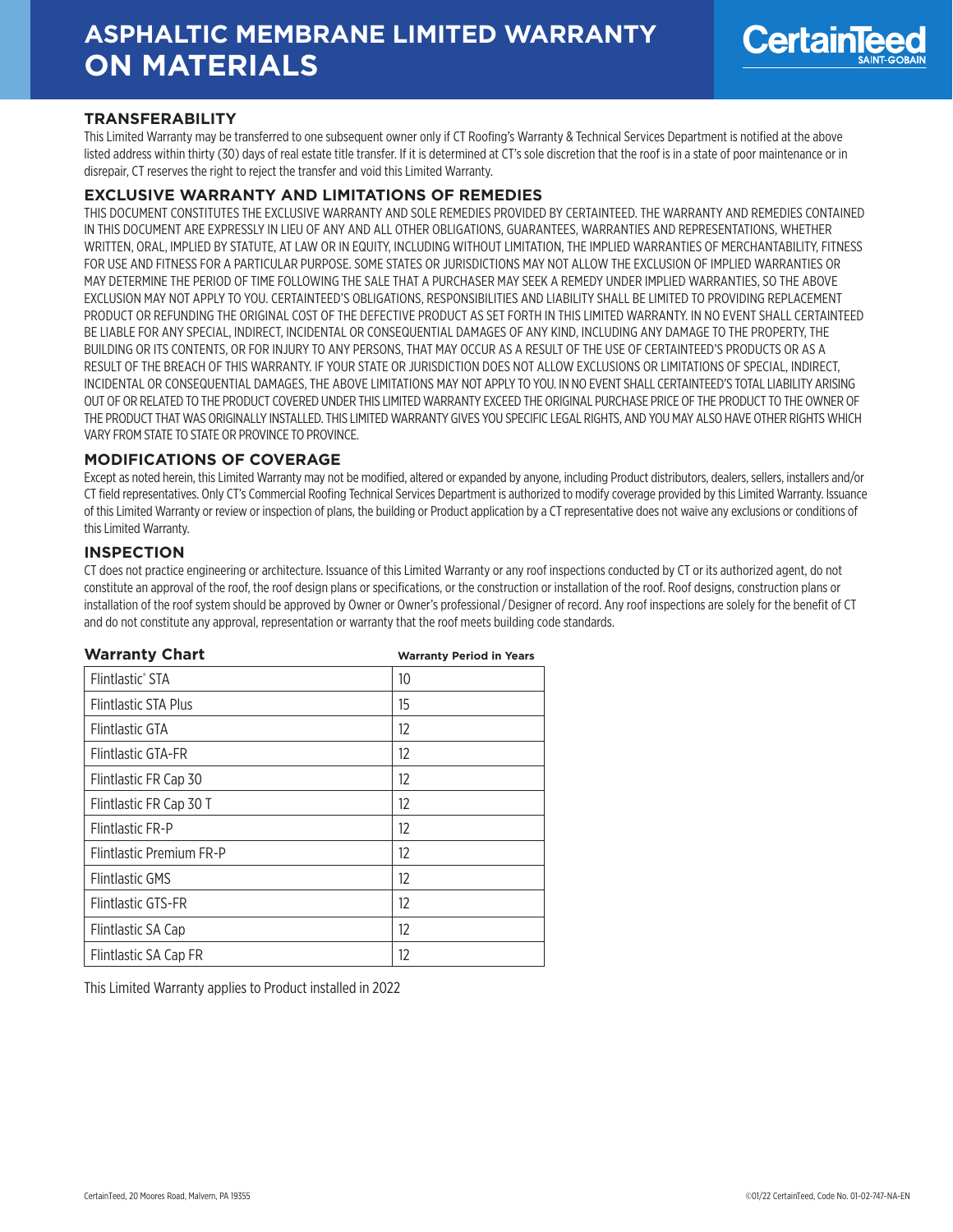# ASPHALTIC MEMBRANE LIMITED WARRANTY ON MATERIALS

## TRANSFERABILITY

This Limited Warranty may be transferred to one subsequent owner only if CT Roofing's Warranty & Technical Services Department is notified at the above listed address within thirty (30) days of real estate title transfer. If it is determined at CT's sole discretion that the roof is in a state of poor maintenance or in disrepair, CT reserves the right to reject the transfer and void this Limited Warranty.

## EXCLUSIVE WARRANTY AND LIMITATIONS OF REMEDIES

THIS DOCUMENT CONSTITUTES THE EXCLUSIVE WARRANTY AND SOLE REMEDIES PROVIDED BY CERTAINTEED. THE WARRANTY AND REMEDIES CONTAINED IN THIS DOCUMENT ARE EXPRESSLY IN LIEU OF ANY AND ALL OTHER OBLIGATIONS, GUARANTEES, WARRANTIES AND REPRESENTATIONS, WHETHER WRITTEN, ORAL, IMPLIED BY STATUTE, AT LAW OR IN EQUITY, INCLUDING WITHOUT LIMITATION, THE IMPLIED WARRANTIES OF MERCHANTABILITY, FITNESS FOR USE AND FITNESS FOR A PARTICULAR PURPOSE. SOME STATES OR JURISDICTIONS MAY NOT ALLOW THE EXCLUSION OF IMPLIED WARRANTIES OR MAY DETERMINE THE PERIOD OF TIME FOLLOWING THE SALE THAT A PURCHASER MAY SEEK A REMEDY UNDER IMPLIED WARRANTIES, SO THE ABOVE EXCLUSION MAY NOT APPLY TO YOU. CERTAINTEED'S OBLIGATIONS, RESPONSIBILITIES AND LIABILITY SHALL BE LIMITED TO PROVIDING REPLACEMENT PRODUCT OR REFUNDING THE ORIGINAL COST OF THE DEFECTIVE PRODUCT AS SET FORTH IN THIS LIMITED WARRANTY. IN NO EVENT SHALL CERTAINTEED BE LIABLE FOR ANY SPECIAL, INDIRECT, INCIDENTAL OR CONSEQUENTIAL DAMAGES OF ANY KIND, INCLUDING ANY DAMAGE TO THE PROPERTY, THE BUILDING OR ITS CONTENTS, OR FOR INJURY TO ANY PERSONS, THAT MAY OCCUR AS A RESULT OF THE USE OF CERTAINTEED'S PRODUCTS OR AS A RESULT OF THE BREACH OF THIS WARRANTY. IF YOUR STATE OR JURISDICTION DOES NOT ALLOW EXCLUSIONS OR LIMITATIONS OF SPECIAL, INDIRECT, INCIDENTAL OR CONSEQUENTIAL DAMAGES, THE ABOVE LIMITATIONS MAY NOT APPLY TO YOU. IN NO EVENT SHALL CERTAINTEED'S TOTAL LIABILITY ARISING OUT OF OR RELATED TO THE PRODUCT COVERED UNDER THIS LIMITED WARRANTY EXCEED THE ORIGINAL PURCHASE PRICE OF THE PRODUCT TO THE OWNER OF THE PRODUCT THAT WAS ORIGINALLY INSTALLED. THIS LIMITED WARRANTY GIVES YOU SPECIFIC LEGAL RIGHTS, AND YOU MAY ALSO HAVE OTHER RIGHTS WHICH VARY FROM STATE TO STATE OR PROVINCE TO PROVINCE.

## MODIFICATIONS OF COVERAGE

Except as noted herein, this Limited Warranty may not be modified, altered or expanded by anyone, including Product distributors, dealers, sellers, installers and/or CT field representatives. Only CT's Commercial Roofing Technical Services Department is authorized to modify coverage provided by this Limited Warranty. Issuance of this Limited Warranty or review or inspection of plans, the building or Product application by a CT representative does not waive any exclusions or conditions of this Limited Warranty.

## INSPECTION

CT does not practice engineering or architecture. Issuance of this Limited Warranty or any roof inspections conducted by CT or its authorized agent, do not constitute an approval of the roof, the roof design plans or specifications, or the construction or installation of the roof. Roof designs, construction plans or installation of the roof system should be approved by Owner or Owner's professional / Designer of record. Any roof inspections are solely for the benefit of CT and do not constitute any approval, representation or warranty that the roof meets building code standards.

| Warranty Chart | Warranty Period in Years |
|---|---|
| Flintlastic® STA | 10 |
| Flintlastic STA Plus | 15 |
| Flintlastic GTA | 12 |
| Flintlastic GTA-FR | 12 |
| Flintlastic FR Cap 30 | 12 |
| Flintlastic FR Cap 30 T | 12 |
| Flintlastic FR-P | 12 |
| Flintlastic Premium FR-P | 12 |
| Flintlastic GMS | 12 |
| Flintlastic GTS-FR | 12 |
| Flintlastic SA Cap | 12 |
| Flintlastic SA Cap FR | 12 |

This Limited Warranty applies to Product installed in 2022

CertainTeed, 20 Moores Road, Malvern, PA 19355

©01/22 CertainTeed, Code No. 01-02-747-NA-EN